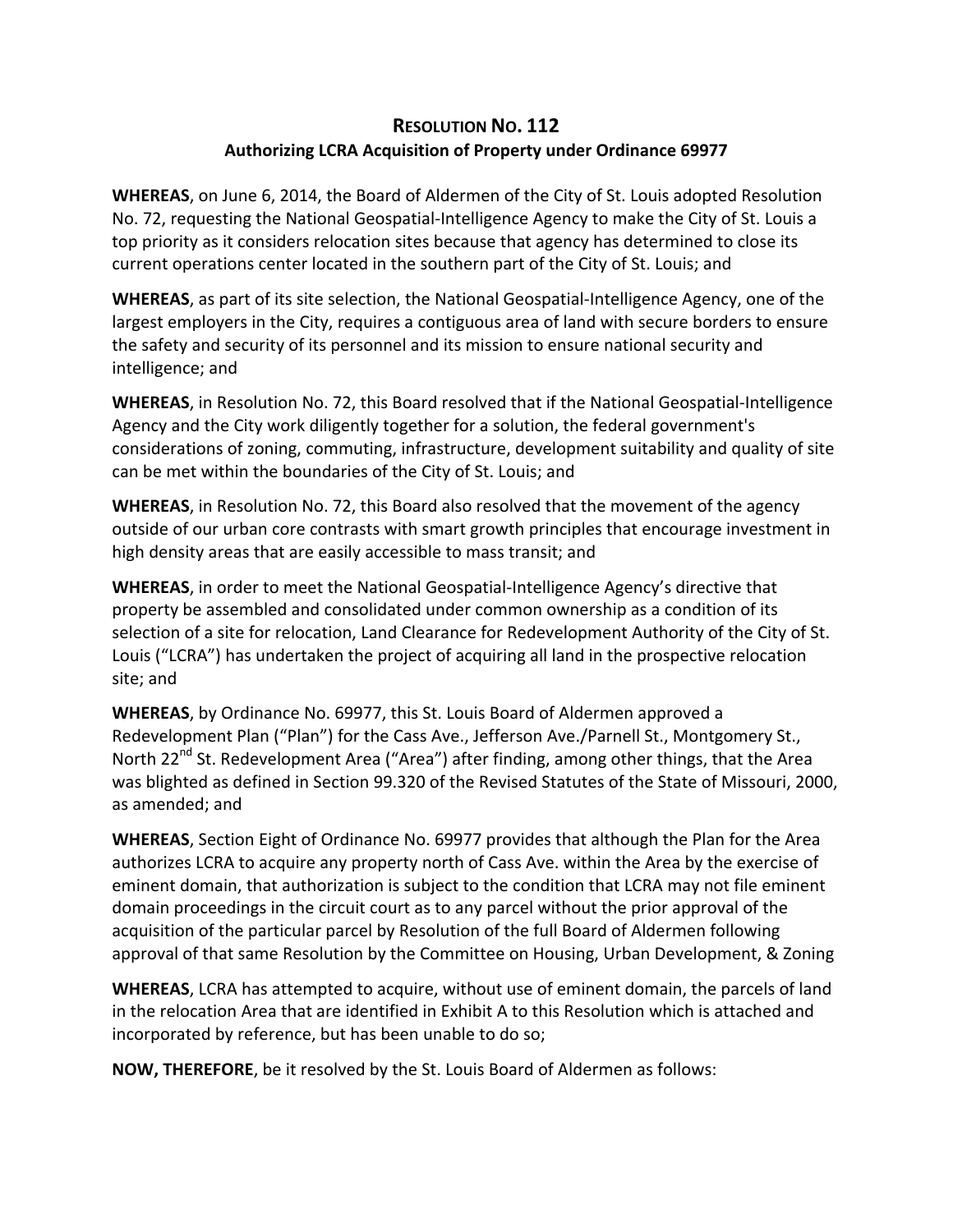# RESOLUTION NO. 112

## Authorizing LCRA Acquisition of Property under Ordinance 69977

**WHEREAS**, on June 6, 2014, the Board of Aldermen of the City of St. Louis adopted Resolution No. 72, requesting the National Geospatial-Intelligence Agency to make the City of St. Louis a top priority as it considers relocation sites because that agency has determined to close its current operations center located in the southern part of the City of St. Louis; and

**WHEREAS**, as part of its site selection, the National Geospatial-Intelligence Agency, one of the largest employers in the City, requires a contiguous area of land with secure borders to ensure the safety and security of its personnel and its mission to ensure national security and intelligence; and

**WHEREAS**, in Resolution No. 72, this Board resolved that if the National Geospatial-Intelligence Agency and the City work diligently together for a solution, the federal government's considerations of zoning, commuting, infrastructure, development suitability and quality of site can be met within the boundaries of the City of St. Louis; and

**WHEREAS**, in Resolution No. 72, this Board also resolved that the movement of the agency outside of our urban core contrasts with smart growth principles that encourage investment in high density areas that are easily accessible to mass transit; and

**WHEREAS**, in order to meet the National Geospatial-Intelligence Agency's directive that property be assembled and consolidated under common ownership as a condition of its selection of a site for relocation, Land Clearance for Redevelopment Authority of the City of St. Louis ("LCRA") has undertaken the project of acquiring all land in the prospective relocation site; and

**WHEREAS**, by Ordinance No. 69977, this St. Louis Board of Aldermen approved a Redevelopment Plan ("Plan") for the Cass Ave., Jefferson Ave./Parnell St., Montgomery St., North 22nd St. Redevelopment Area ("Area") after finding, among other things, that the Area was blighted as defined in Section 99.320 of the Revised Statutes of the State of Missouri, 2000, as amended; and

**WHEREAS**, Section Eight of Ordinance No. 69977 provides that although the Plan for the Area authorizes LCRA to acquire any property north of Cass Ave. within the Area by the exercise of eminent domain, that authorization is subject to the condition that LCRA may not file eminent domain proceedings in the circuit court as to any parcel without the prior approval of the acquisition of the particular parcel by Resolution of the full Board of Aldermen following approval of that same Resolution by the Committee on Housing, Urban Development, & Zoning

**WHEREAS**, LCRA has attempted to acquire, without use of eminent domain, the parcels of land in the relocation Area that are identified in Exhibit A to this Resolution which is attached and incorporated by reference, but has been unable to do so;

**NOW, THEREFORE**, be it resolved by the St. Louis Board of Aldermen as follows: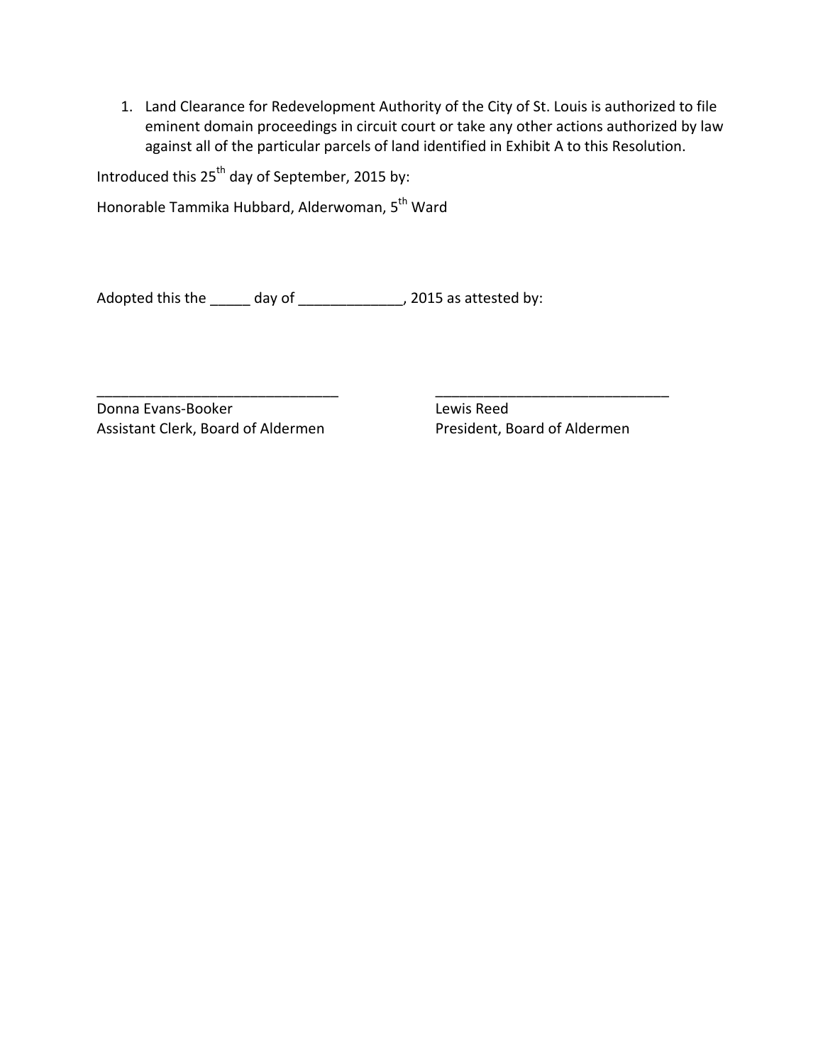1. Land Clearance for Redevelopment Authority of the City of St. Louis is authorized to file eminent domain proceedings in circuit court or take any other actions authorized by law against all of the particular parcels of land identified in Exhibit A to this Resolution.

Introduced this 25th day of September, 2015 by:

Honorable Tammika Hubbard, Alderwoman, 5th Ward

Adopted this the _____ day of _____________, 2015 as attested by:

| | |
|---|---|
| ______________________________ | ______________________________ |
| Donna Evans-Booker | Lewis Reed |
| Assistant Clerk, Board of Aldermen | President, Board of Aldermen |